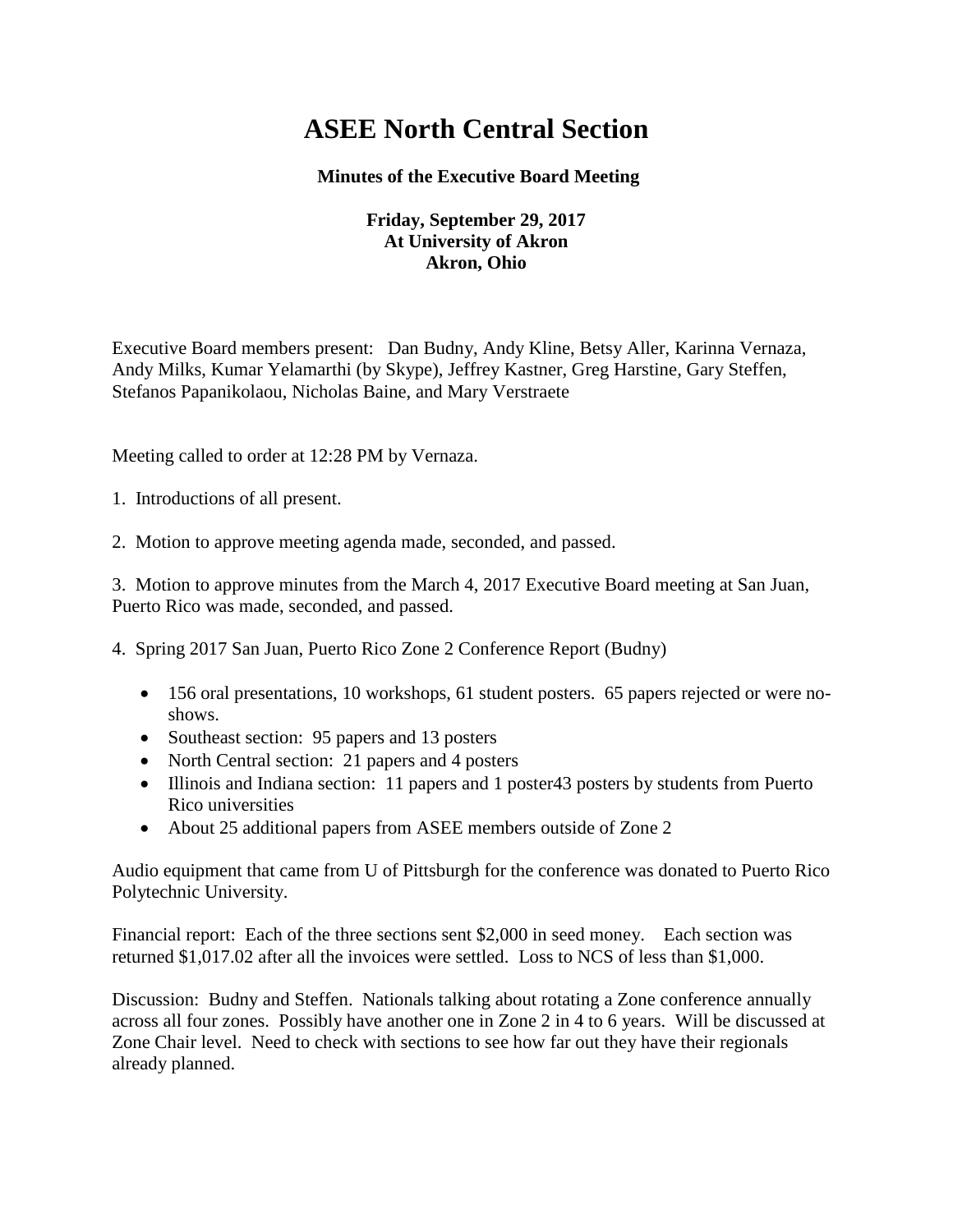# ASEE North Central Section

**Minutes of the Executive Board Meeting**

**Friday, September 29, 2017**
**At University of Akron**
**Akron, Ohio**

Executive Board members present: Dan Budny, Andy Kline, Betsy Aller, Karinna Vernaza, Andy Milks, Kumar Yelamarthi (by Skype), Jeffrey Kastner, Greg Harstine, Gary Steffen, Stefanos Papanikolaou, Nicholas Baine, and Mary Verstraete

Meeting called to order at 12:28 PM by Vernaza.

1. Introductions of all present.

2. Motion to approve meeting agenda made, seconded, and passed.

3. Motion to approve minutes from the March 4, 2017 Executive Board meeting at San Juan, Puerto Rico was made, seconded, and passed.

4. Spring 2017 San Juan, Puerto Rico Zone 2 Conference Report (Budny)

- 156 oral presentations, 10 workshops, 61 student posters. 65 papers rejected or were no-shows.
- Southeast section: 95 papers and 13 posters
- North Central section: 21 papers and 4 posters
- Illinois and Indiana section: 11 papers and 1 poster43 posters by students from Puerto Rico universities
- About 25 additional papers from ASEE members outside of Zone 2

Audio equipment that came from U of Pittsburgh for the conference was donated to Puerto Rico Polytechnic University.

Financial report: Each of the three sections sent $2,000 in seed money. Each section was returned $1,017.02 after all the invoices were settled. Loss to NCS of less than $1,000.

Discussion: Budny and Steffen. Nationals talking about rotating a Zone conference annually across all four zones. Possibly have another one in Zone 2 in 4 to 6 years. Will be discussed at Zone Chair level. Need to check with sections to see how far out they have their regionals already planned.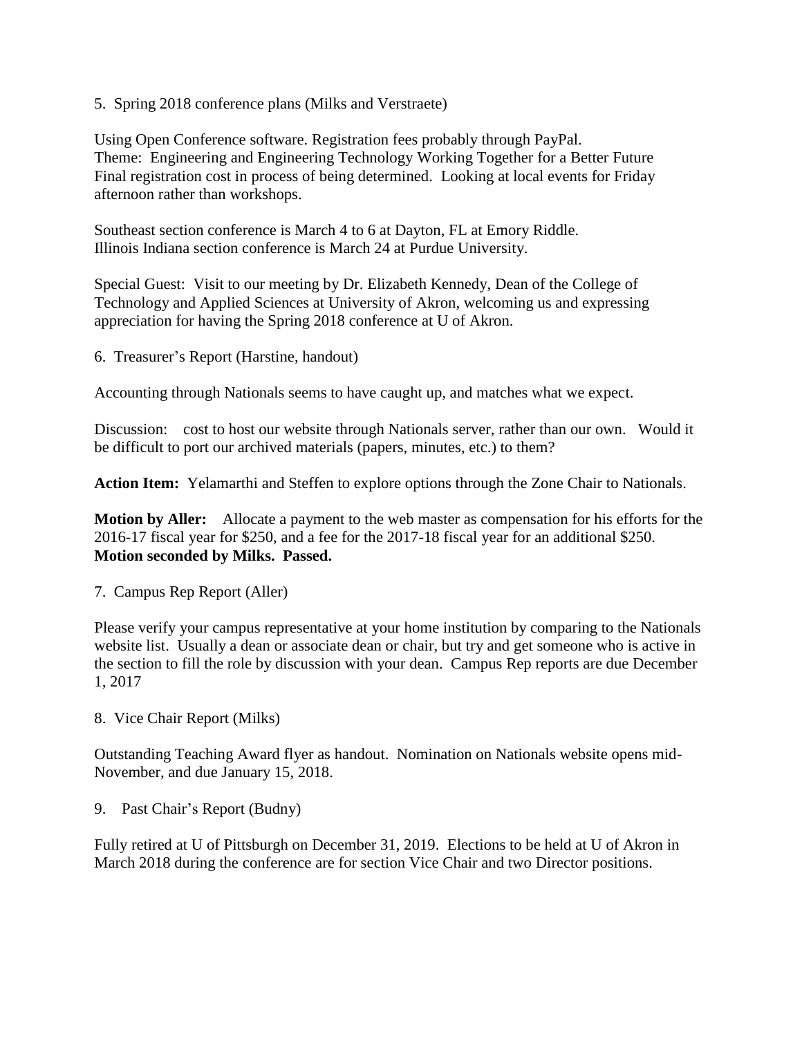5. Spring 2018 conference plans (Milks and Verstraete)

Using Open Conference software. Registration fees probably through PayPal.
Theme: Engineering and Engineering Technology Working Together for a Better Future
Final registration cost in process of being determined. Looking at local events for Friday afternoon rather than workshops.

Southeast section conference is March 4 to 6 at Dayton, FL at Emory Riddle.
Illinois Indiana section conference is March 24 at Purdue University.

Special Guest: Visit to our meeting by Dr. Elizabeth Kennedy, Dean of the College of Technology and Applied Sciences at University of Akron, welcoming us and expressing appreciation for having the Spring 2018 conference at U of Akron.

6. Treasurer's Report (Harstine, handout)

Accounting through Nationals seems to have caught up, and matches what we expect.

Discussion: cost to host our website through Nationals server, rather than our own. Would it be difficult to port our archived materials (papers, minutes, etc.) to them?

**Action Item:** Yelamarthi and Steffen to explore options through the Zone Chair to Nationals.

**Motion by Aller:** Allocate a payment to the web master as compensation for his efforts for the 2016-17 fiscal year for $250, and a fee for the 2017-18 fiscal year for an additional $250.
**Motion seconded by Milks. Passed.**

7. Campus Rep Report (Aller)

Please verify your campus representative at your home institution by comparing to the Nationals website list. Usually a dean or associate dean or chair, but try and get someone who is active in the section to fill the role by discussion with your dean. Campus Rep reports are due December 1, 2017

8. Vice Chair Report (Milks)

Outstanding Teaching Award flyer as handout. Nomination on Nationals website opens mid-November, and due January 15, 2018.

9. Past Chair's Report (Budny)

Fully retired at U of Pittsburgh on December 31, 2019. Elections to be held at U of Akron in March 2018 during the conference are for section Vice Chair and two Director positions.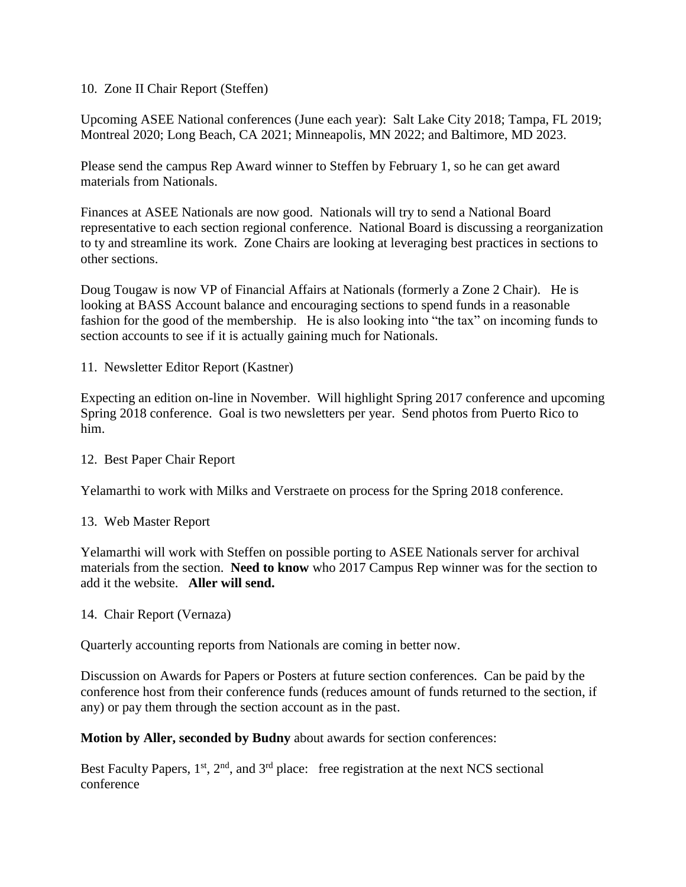10. Zone II Chair Report (Steffen)

Upcoming ASEE National conferences (June each year): Salt Lake City 2018; Tampa, FL 2019; Montreal 2020; Long Beach, CA 2021; Minneapolis, MN 2022; and Baltimore, MD 2023.

Please send the campus Rep Award winner to Steffen by February 1, so he can get award materials from Nationals.

Finances at ASEE Nationals are now good. Nationals will try to send a National Board representative to each section regional conference. National Board is discussing a reorganization to ty and streamline its work. Zone Chairs are looking at leveraging best practices in sections to other sections.

Doug Tougaw is now VP of Financial Affairs at Nationals (formerly a Zone 2 Chair). He is looking at BASS Account balance and encouraging sections to spend funds in a reasonable fashion for the good of the membership. He is also looking into "the tax" on incoming funds to section accounts to see if it is actually gaining much for Nationals.

11. Newsletter Editor Report (Kastner)

Expecting an edition on-line in November. Will highlight Spring 2017 conference and upcoming Spring 2018 conference. Goal is two newsletters per year. Send photos from Puerto Rico to him.

12. Best Paper Chair Report

Yelamarthi to work with Milks and Verstraete on process for the Spring 2018 conference.

13. Web Master Report

Yelamarthi will work with Steffen on possible porting to ASEE Nationals server for archival materials from the section. **Need to know** who 2017 Campus Rep winner was for the section to add it the website. **Aller will send.**

14. Chair Report (Vernaza)

Quarterly accounting reports from Nationals are coming in better now.

Discussion on Awards for Papers or Posters at future section conferences. Can be paid by the conference host from their conference funds (reduces amount of funds returned to the section, if any) or pay them through the section account as in the past.

**Motion by Aller, seconded by Budny** about awards for section conferences:

Best Faculty Papers, 1st, 2nd, and 3rd place: free registration at the next NCS sectional conference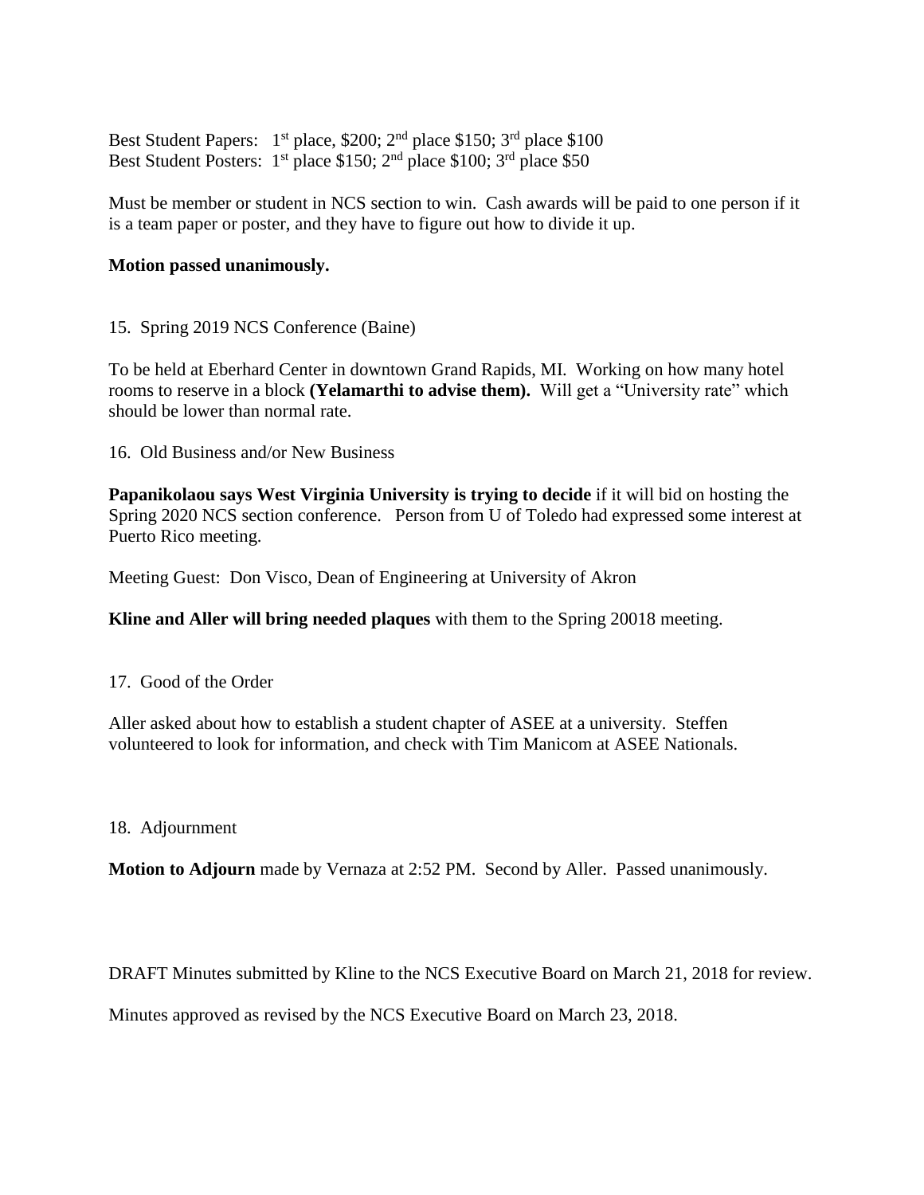Best Student Papers: 1st place, \$200; 2nd place \$150; 3rd place \$100
Best Student Posters: 1st place \$150; 2nd place \$100; 3rd place \$50

Must be member or student in NCS section to win. Cash awards will be paid to one person if it is a team paper or poster, and they have to figure out how to divide it up.

**Motion passed unanimously.**

15. Spring 2019 NCS Conference (Baine)

To be held at Eberhard Center in downtown Grand Rapids, MI. Working on how many hotel rooms to reserve in a block **(Yelamarthi to advise them).** Will get a "University rate" which should be lower than normal rate.

16. Old Business and/or New Business

**Papanikolaou says West Virginia University is trying to decide** if it will bid on hosting the Spring 2020 NCS section conference. Person from U of Toledo had expressed some interest at Puerto Rico meeting.

Meeting Guest: Don Visco, Dean of Engineering at University of Akron

**Kline and Aller will bring needed plaques** with them to the Spring 20018 meeting.

17. Good of the Order

Aller asked about how to establish a student chapter of ASEE at a university. Steffen volunteered to look for information, and check with Tim Manicom at ASEE Nationals.

18. Adjournment

**Motion to Adjourn** made by Vernaza at 2:52 PM. Second by Aller. Passed unanimously.

DRAFT Minutes submitted by Kline to the NCS Executive Board on March 21, 2018 for review.

Minutes approved as revised by the NCS Executive Board on March 23, 2018.